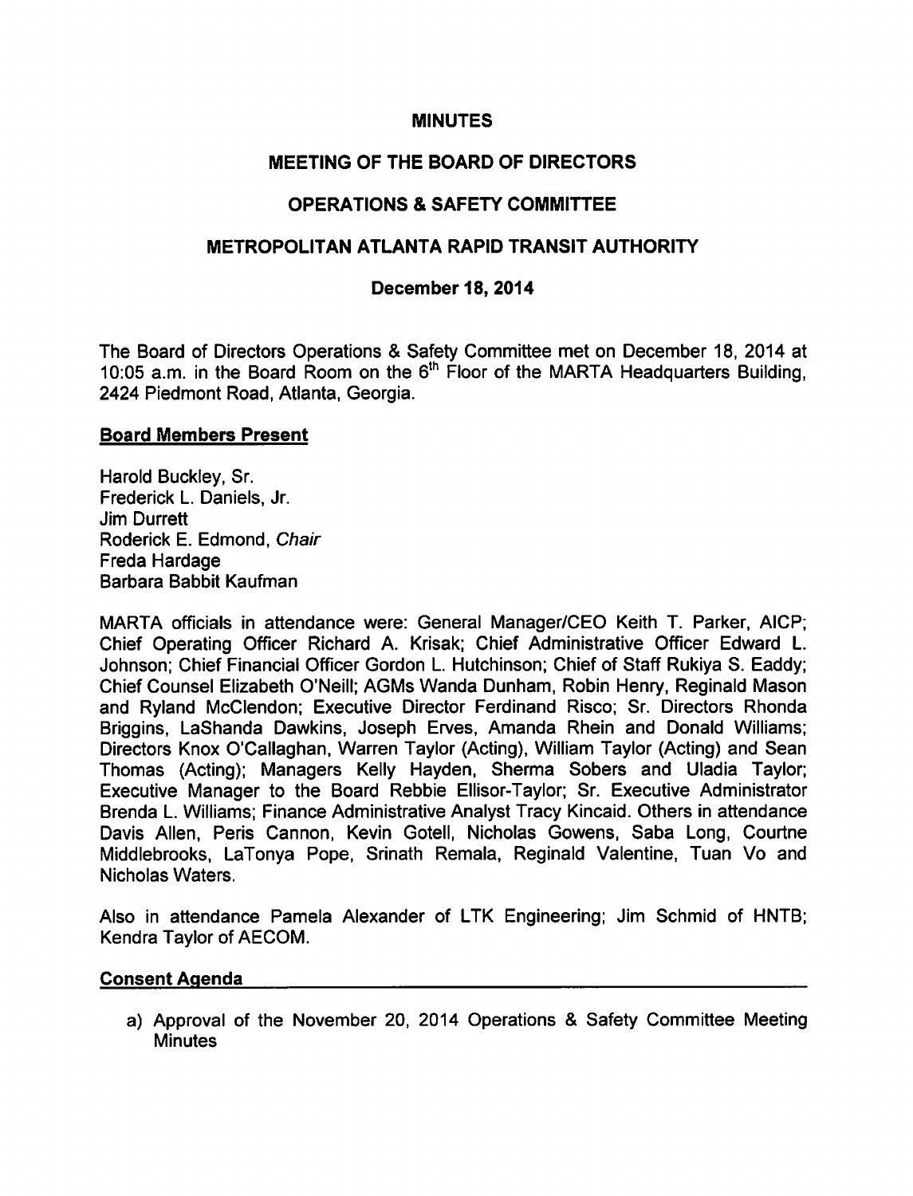# MINUTES

## MEETING OF THE BOARD OF DIRECTORS

## OPERATIONS & SAFETY COMMITTEE

## METROPOLITAN ATLANTA RAPID TRANSIT AUTHORITY

### December 18, 2014

The Board of Directors Operations & Safety Committee met on December 18, 2014 at 10:05 a.m. in the Board Room on the 6th Floor of the MARTA Headquarters Building, 2424 Piedmont Road, Atlanta, Georgia.

**Board Members Present**

Harold Buckley, Sr.
Frederick L. Daniels, Jr.
Jim Durrett
Roderick E. Edmond, *Chair*
Freda Hardage
Barbara Babbit Kaufman

MARTA officials in attendance were: General Manager/CEO Keith T. Parker, AICP; Chief Operating Officer Richard A. Krisak; Chief Administrative Officer Edward L. Johnson; Chief Financial Officer Gordon L. Hutchinson; Chief of Staff Rukiya S. Eaddy; Chief Counsel Elizabeth O'Neill; AGMs Wanda Dunham, Robin Henry, Reginald Mason and Ryland McClendon; Executive Director Ferdinand Risco; Sr. Directors Rhonda Briggins, LaShanda Dawkins, Joseph Erves, Amanda Rhein and Donald Williams; Directors Knox O'Callaghan, Warren Taylor (Acting), William Taylor (Acting) and Sean Thomas (Acting); Managers Kelly Hayden, Sherma Sobers and Uladia Taylor; Executive Manager to the Board Rebbie Ellisor-Taylor; Sr. Executive Administrator Brenda L. Williams; Finance Administrative Analyst Tracy Kincaid. Others in attendance Davis Allen, Peris Cannon, Kevin Gotell, Nicholas Gowens, Saba Long, Courtne Middlebrooks, LaTonya Pope, Srinath Remala, Reginald Valentine, Tuan Vo and Nicholas Waters.

Also in attendance Pamela Alexander of LTK Engineering; Jim Schmid of HNTB; Kendra Taylor of AECOM.

**Consent Agenda**

a) Approval of the November 20, 2014 Operations & Safety Committee Meeting Minutes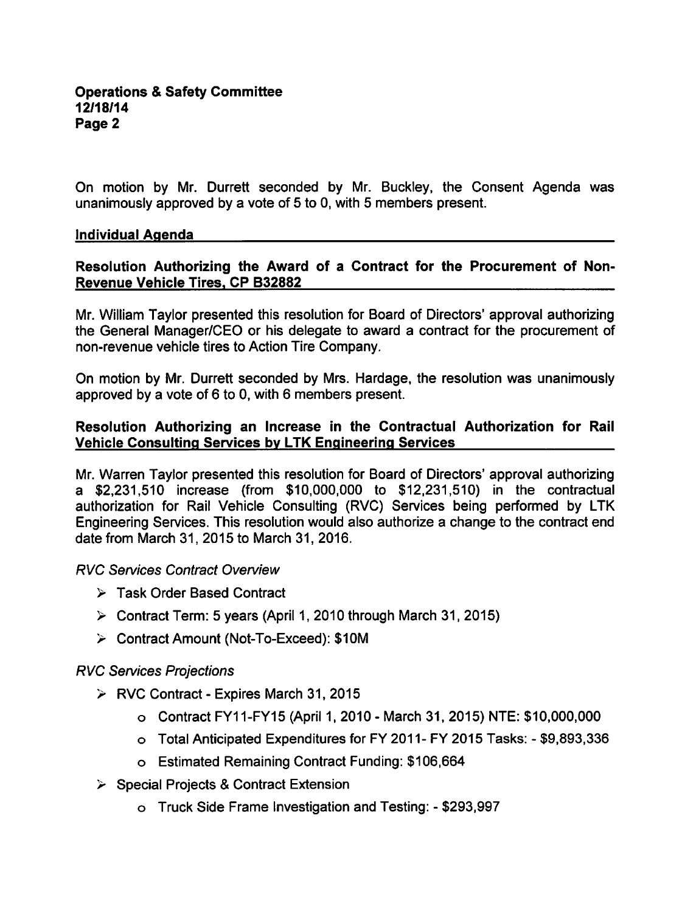On motion by Mr. Durrett seconded by Mr. Buckley, the Consent Agenda was unanimously approved by a vote of 5 to 0, with 5 members present.

## Individual Agenda

### Resolution Authorizing the Award of a Contract for the Procurement of Non-Revenue Vehicle Tires, CP B32882

Mr. William Taylor presented this resolution for Board of Directors' approval authorizing the General Manager/CEO or his delegate to award a contract for the procurement of non-revenue vehicle tires to Action Tire Company.

On motion by Mr. Durrett seconded by Mrs. Hardage, the resolution was unanimously approved by a vote of 6 to 0, with 6 members present.

### Resolution Authorizing an Increase in the Contractual Authorization for Rail Vehicle Consulting Services by LTK Engineering Services

Mr. Warren Taylor presented this resolution for Board of Directors' approval authorizing a $2,231,510 increase (from $10,000,000 to $12,231,510) in the contractual authorization for Rail Vehicle Consulting (RVC) Services being performed by LTK Engineering Services. This resolution would also authorize a change to the contract end date from March 31, 2015 to March 31, 2016.

*RVC Services Contract Overview*

- Task Order Based Contract
- Contract Term: 5 years (April 1, 2010 through March 31, 2015)
- Contract Amount (Not-To-Exceed): $10M

*RVC Services Projections*

- RVC Contract - Expires March 31, 2015
  - Contract FY11-FY15 (April 1, 2010 - March 31, 2015) NTE: $10,000,000
  - Total Anticipated Expenditures for FY 2011- FY 2015 Tasks: - $9,893,336
  - Estimated Remaining Contract Funding: $106,664
- Special Projects & Contract Extension
  - Truck Side Frame Investigation and Testing: - $293,997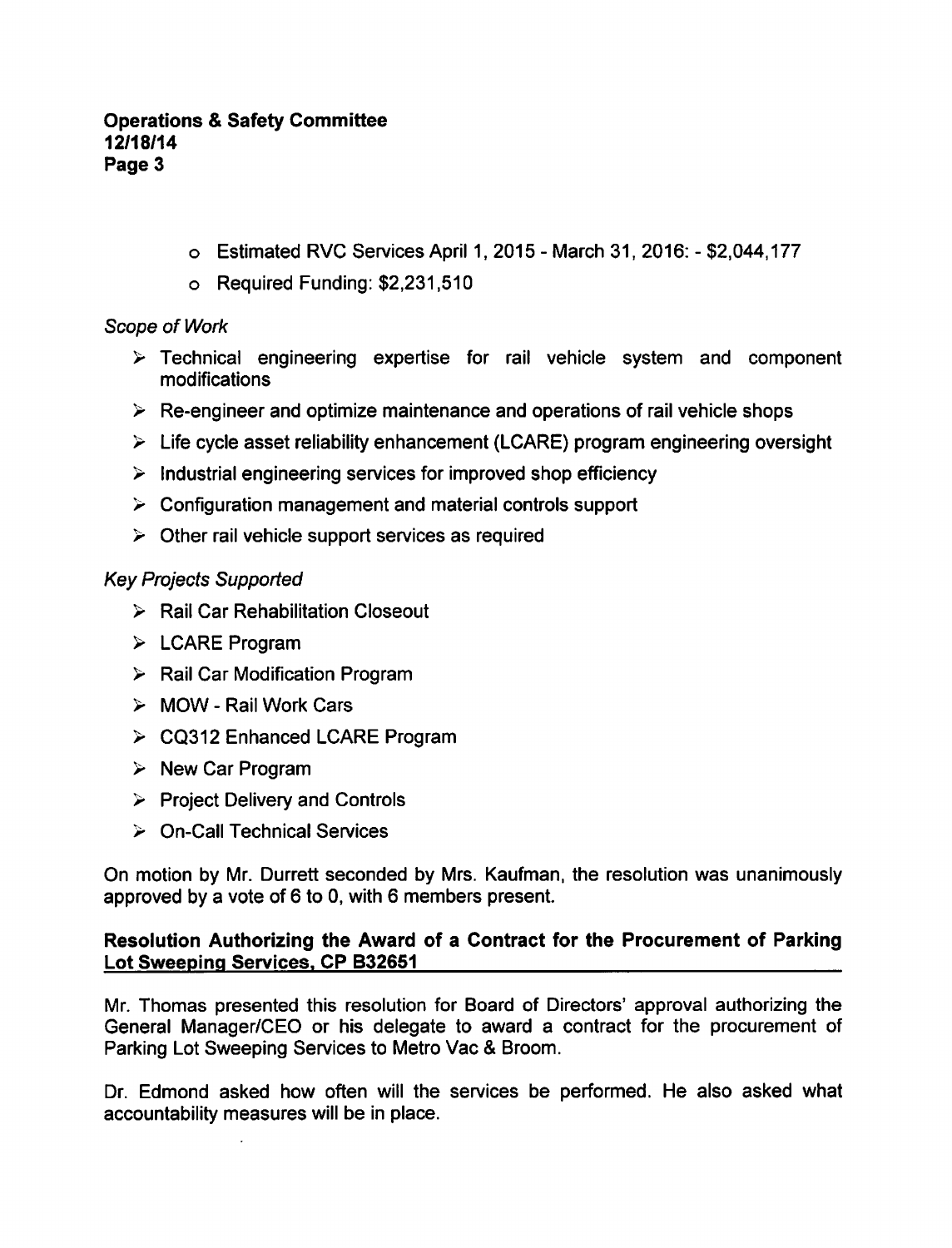- Estimated RVC Services April 1, 2015 - March 31, 2016: - $2,044,177
- Required Funding: $2,231,510

*Scope of Work*

- Technical engineering expertise for rail vehicle system and component modifications
- Re-engineer and optimize maintenance and operations of rail vehicle shops
- Life cycle asset reliability enhancement (LCARE) program engineering oversight
- Industrial engineering services for improved shop efficiency
- Configuration management and material controls support
- Other rail vehicle support services as required

*Key Projects Supported*

- Rail Car Rehabilitation Closeout
- LCARE Program
- Rail Car Modification Program
- MOW - Rail Work Cars
- CQ312 Enhanced LCARE Program
- New Car Program
- Project Delivery and Controls
- On-Call Technical Services

On motion by Mr. Durrett seconded by Mrs. Kaufman, the resolution was unanimously approved by a vote of 6 to 0, with 6 members present.

**Resolution Authorizing the Award of a Contract for the Procurement of Parking Lot Sweeping Services, CP B32651**

Mr. Thomas presented this resolution for Board of Directors' approval authorizing the General Manager/CEO or his delegate to award a contract for the procurement of Parking Lot Sweeping Services to Metro Vac & Broom.

Dr. Edmond asked how often will the services be performed. He also asked what accountability measures will be in place.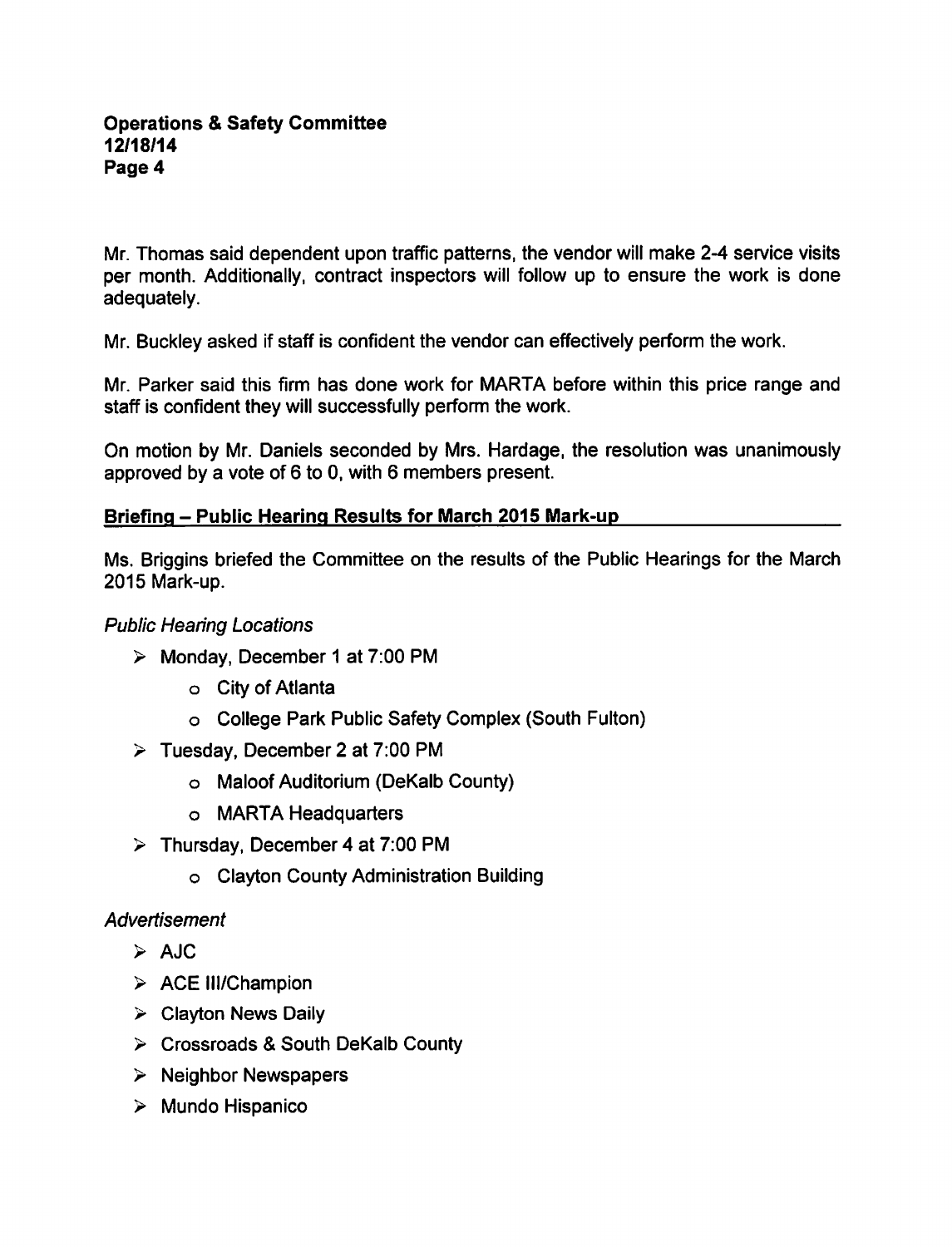Mr. Thomas said dependent upon traffic patterns, the vendor will make 2-4 service visits per month. Additionally, contract inspectors will follow up to ensure the work is done adequately.

Mr. Buckley asked if staff is confident the vendor can effectively perform the work.

Mr. Parker said this firm has done work for MARTA before within this price range and staff is confident they will successfully perform the work.

On motion by Mr. Daniels seconded by Mrs. Hardage, the resolution was unanimously approved by a vote of 6 to 0, with 6 members present.

## Briefing – Public Hearing Results for March 2015 Mark-up

Ms. Briggins briefed the Committee on the results of the Public Hearings for the March 2015 Mark-up.

*Public Hearing Locations*

- Monday, December 1 at 7:00 PM
  - City of Atlanta
  - College Park Public Safety Complex (South Fulton)
- Tuesday, December 2 at 7:00 PM
  - Maloof Auditorium (DeKalb County)
  - MARTA Headquarters
- Thursday, December 4 at 7:00 PM
  - Clayton County Administration Building

*Advertisement*

- AJC
- ACE III/Champion
- Clayton News Daily
- Crossroads & South DeKalb County
- Neighbor Newspapers
- Mundo Hispanico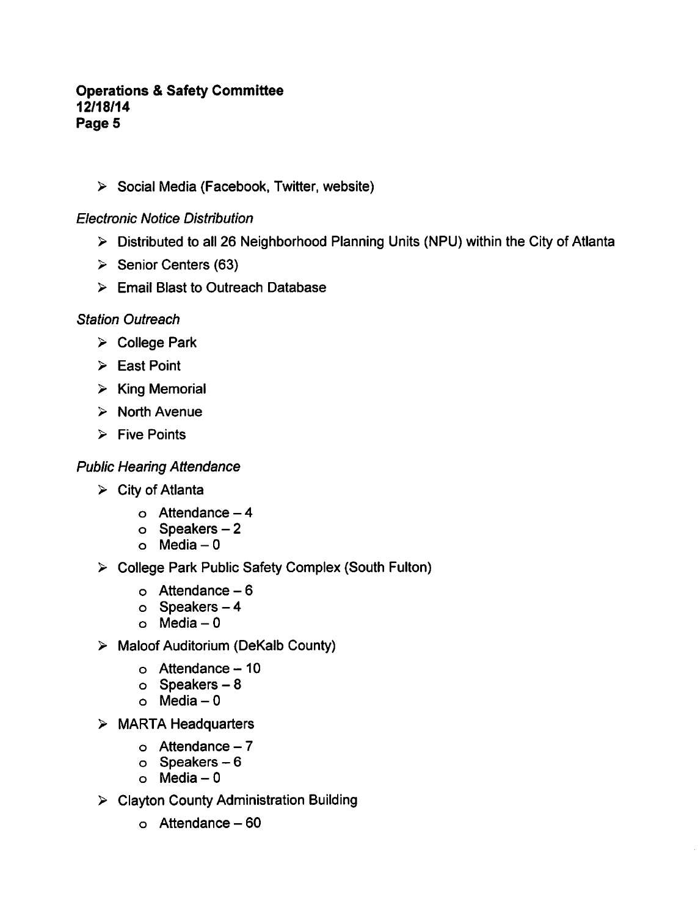- Social Media (Facebook, Twitter, website)

*Electronic Notice Distribution*

- Distributed to all 26 Neighborhood Planning Units (NPU) within the City of Atlanta
- Senior Centers (63)
- Email Blast to Outreach Database

*Station Outreach*

- College Park
- East Point
- King Memorial
- North Avenue
- Five Points

*Public Hearing Attendance*

- City of Atlanta
  - Attendance – 4
  - Speakers – 2
  - Media – 0
- College Park Public Safety Complex (South Fulton)
  - Attendance – 6
  - Speakers – 4
  - Media – 0
- Maloof Auditorium (DeKalb County)
  - Attendance – 10
  - Speakers – 8
  - Media – 0
- MARTA Headquarters
  - Attendance – 7
  - Speakers – 6
  - Media – 0
- Clayton County Administration Building
  - Attendance – 60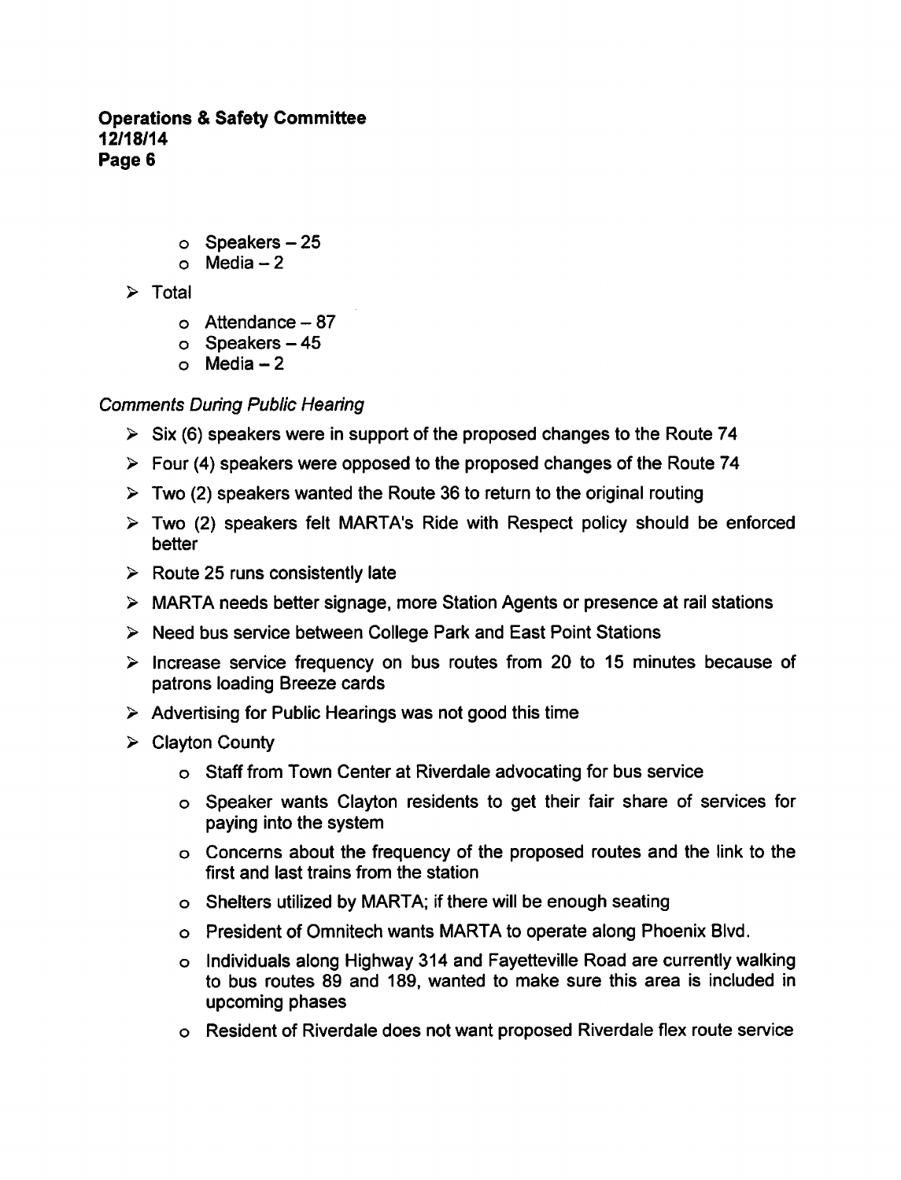- Speakers – 25
- Media – 2

- Total
  - Attendance – 87
  - Speakers – 45
  - Media – 2

*Comments During Public Hearing*

- Six (6) speakers were in support of the proposed changes to the Route 74
- Four (4) speakers were opposed to the proposed changes of the Route 74
- Two (2) speakers wanted the Route 36 to return to the original routing
- Two (2) speakers felt MARTA's Ride with Respect policy should be enforced better
- Route 25 runs consistently late
- MARTA needs better signage, more Station Agents or presence at rail stations
- Need bus service between College Park and East Point Stations
- Increase service frequency on bus routes from 20 to 15 minutes because of patrons loading Breeze cards
- Advertising for Public Hearings was not good this time
- Clayton County
  - Staff from Town Center at Riverdale advocating for bus service
  - Speaker wants Clayton residents to get their fair share of services for paying into the system
  - Concerns about the frequency of the proposed routes and the link to the first and last trains from the station
  - Shelters utilized by MARTA; if there will be enough seating
  - President of Omnitech wants MARTA to operate along Phoenix Blvd.
  - Individuals along Highway 314 and Fayetteville Road are currently walking to bus routes 89 and 189, wanted to make sure this area is included in upcoming phases
  - Resident of Riverdale does not want proposed Riverdale flex route service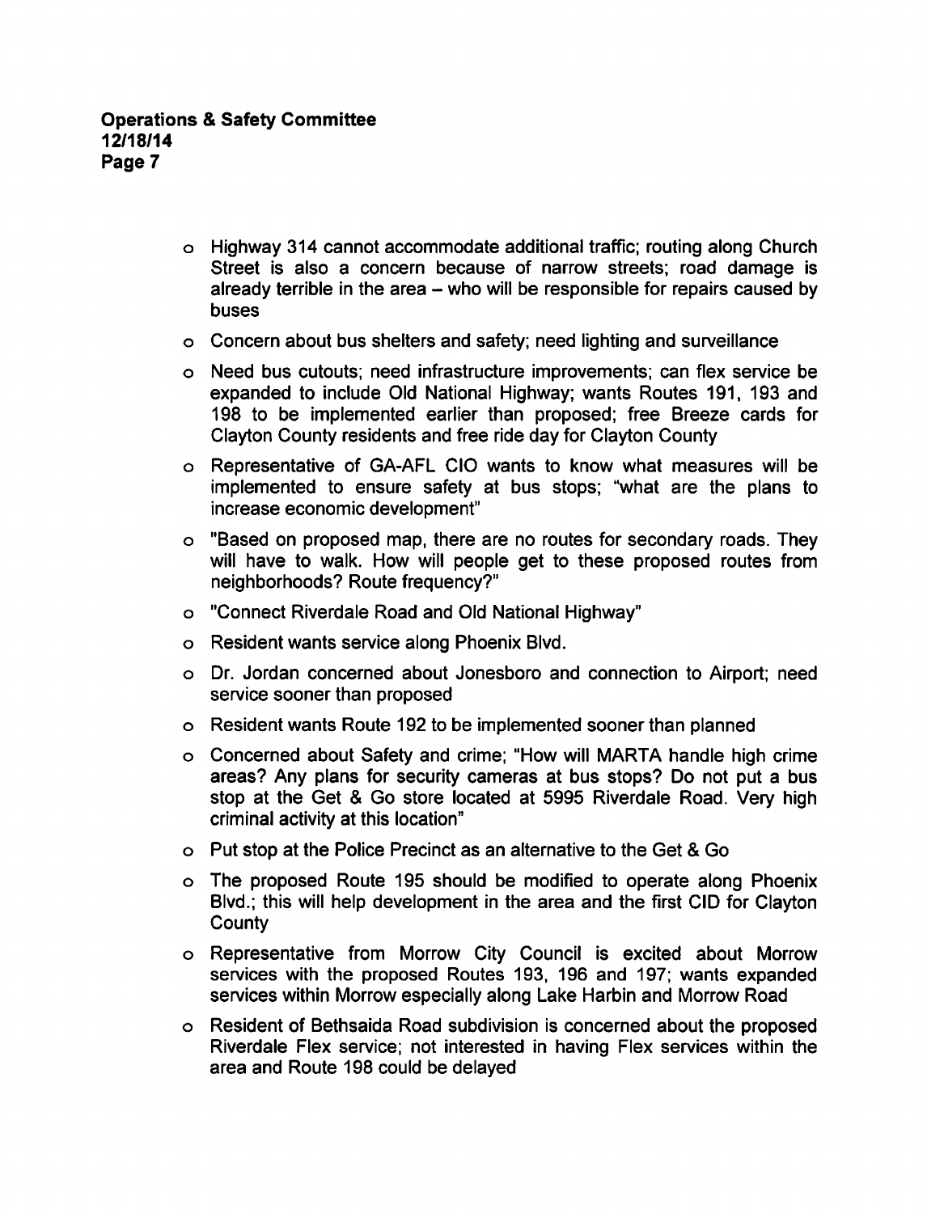- Highway 314 cannot accommodate additional traffic; routing along Church Street is also a concern because of narrow streets; road damage is already terrible in the area – who will be responsible for repairs caused by buses
- Concern about bus shelters and safety; need lighting and surveillance
- Need bus cutouts; need infrastructure improvements; can flex service be expanded to include Old National Highway; wants Routes 191, 193 and 198 to be implemented earlier than proposed; free Breeze cards for Clayton County residents and free ride day for Clayton County
- Representative of GA-AFL CIO wants to know what measures will be implemented to ensure safety at bus stops; "what are the plans to increase economic development"
- "Based on proposed map, there are no routes for secondary roads. They will have to walk. How will people get to these proposed routes from neighborhoods? Route frequency?"
- "Connect Riverdale Road and Old National Highway"
- Resident wants service along Phoenix Blvd.
- Dr. Jordan concerned about Jonesboro and connection to Airport; need service sooner than proposed
- Resident wants Route 192 to be implemented sooner than planned
- Concerned about Safety and crime; "How will MARTA handle high crime areas? Any plans for security cameras at bus stops? Do not put a bus stop at the Get & Go store located at 5995 Riverdale Road. Very high criminal activity at this location"
- Put stop at the Police Precinct as an alternative to the Get & Go
- The proposed Route 195 should be modified to operate along Phoenix Blvd.; this will help development in the area and the first CID for Clayton County
- Representative from Morrow City Council is excited about Morrow services with the proposed Routes 193, 196 and 197; wants expanded services within Morrow especially along Lake Harbin and Morrow Road
- Resident of Bethsaida Road subdivision is concerned about the proposed Riverdale Flex service; not interested in having Flex services within the area and Route 198 could be delayed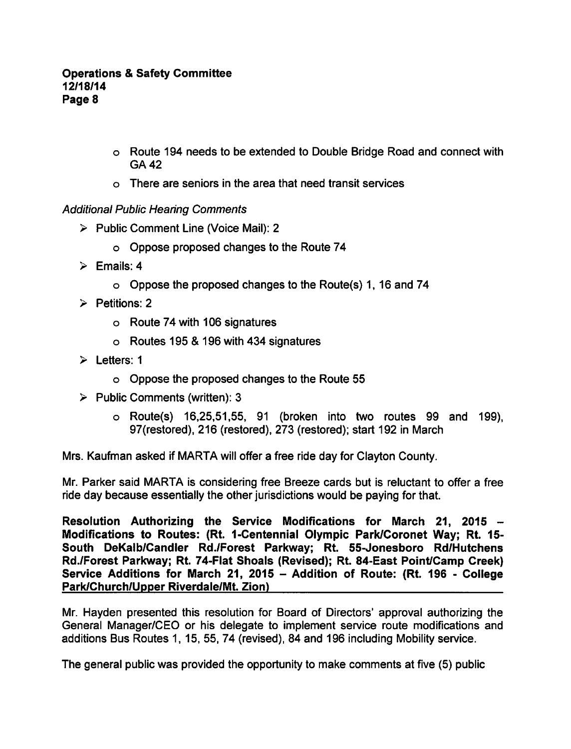- Route 194 needs to be extended to Double Bridge Road and connect with GA 42
- There are seniors in the area that need transit services

*Additional Public Hearing Comments*

- Public Comment Line (Voice Mail): 2
  - Oppose proposed changes to the Route 74
- Emails: 4
  - Oppose the proposed changes to the Route(s) 1, 16 and 74
- Petitions: 2
  - Route 74 with 106 signatures
  - Routes 195 & 196 with 434 signatures
- Letters: 1
  - Oppose the proposed changes to the Route 55
- Public Comments (written): 3
  - Route(s) 16,25,51,55, 91 (broken into two routes 99 and 199), 97(restored), 216 (restored), 273 (restored); start 192 in March

Mrs. Kaufman asked if MARTA will offer a free ride day for Clayton County.

Mr. Parker said MARTA is considering free Breeze cards but is reluctant to offer a free ride day because essentially the other jurisdictions would be paying for that.

**Resolution Authorizing the Service Modifications for March 21, 2015 – Modifications to Routes: (Rt. 1-Centennial Olympic Park/Coronet Way; Rt. 15-South DeKalb/Candler Rd./Forest Parkway; Rt. 55-Jonesboro Rd/Hutchens Rd./Forest Parkway; Rt. 74-Flat Shoals (Revised); Rt. 84-East Point/Camp Creek) Service Additions for March 21, 2015 – Addition of Route: (Rt. 196 - College Park/Church/Upper Riverdale/Mt. Zion)**

Mr. Hayden presented this resolution for Board of Directors' approval authorizing the General Manager/CEO or his delegate to implement service route modifications and additions Bus Routes 1, 15, 55, 74 (revised), 84 and 196 including Mobility service.

The general public was provided the opportunity to make comments at five (5) public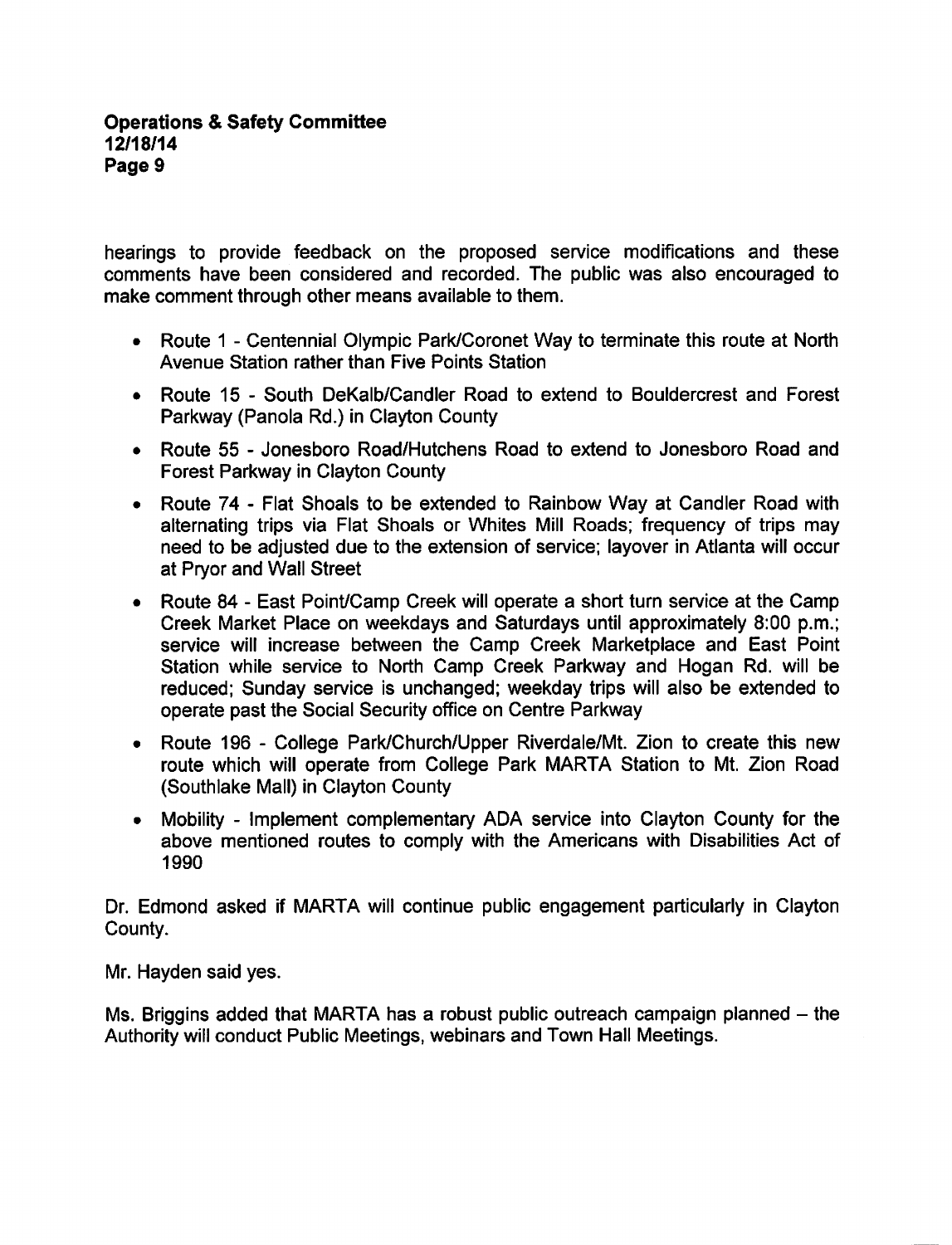hearings to provide feedback on the proposed service modifications and these comments have been considered and recorded. The public was also encouraged to make comment through other means available to them.

- Route 1 - Centennial Olympic Park/Coronet Way to terminate this route at North Avenue Station rather than Five Points Station
- Route 15 - South DeKalb/Candler Road to extend to Bouldercrest and Forest Parkway (Panola Rd.) in Clayton County
- Route 55 - Jonesboro Road/Hutchens Road to extend to Jonesboro Road and Forest Parkway in Clayton County
- Route 74 - Flat Shoals to be extended to Rainbow Way at Candler Road with alternating trips via Flat Shoals or Whites Mill Roads; frequency of trips may need to be adjusted due to the extension of service; layover in Atlanta will occur at Pryor and Wall Street
- Route 84 - East Point/Camp Creek will operate a short turn service at the Camp Creek Market Place on weekdays and Saturdays until approximately 8:00 p.m.; service will increase between the Camp Creek Marketplace and East Point Station while service to North Camp Creek Parkway and Hogan Rd. will be reduced; Sunday service is unchanged; weekday trips will also be extended to operate past the Social Security office on Centre Parkway
- Route 196 - College Park/Church/Upper Riverdale/Mt. Zion to create this new route which will operate from College Park MARTA Station to Mt. Zion Road (Southlake Mall) in Clayton County
- Mobility - Implement complementary ADA service into Clayton County for the above mentioned routes to comply with the Americans with Disabilities Act of 1990

Dr. Edmond asked if MARTA will continue public engagement particularly in Clayton County.

Mr. Hayden said yes.

Ms. Briggins added that MARTA has a robust public outreach campaign planned – the Authority will conduct Public Meetings, webinars and Town Hall Meetings.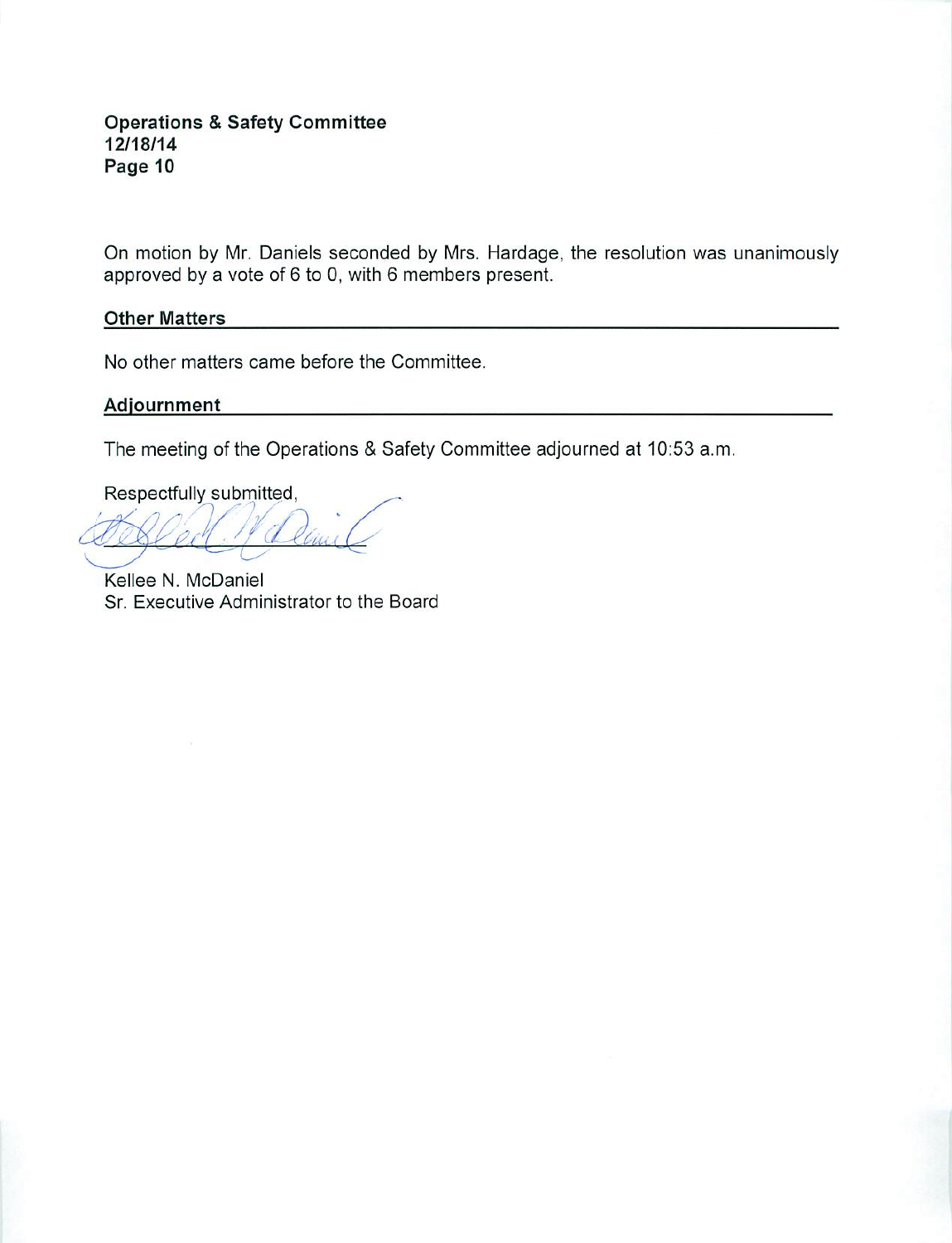On motion by Mr. Daniels seconded by Mrs. Hardage, the resolution was unanimously approved by a vote of 6 to 0, with 6 members present.

## Other Matters

No other matters came before the Committee.

## Adjournment

The meeting of the Operations & Safety Committee adjourned at 10:53 a.m.

Respectfully submitted,

Kellee N. McDaniel
Sr. Executive Administrator to the Board